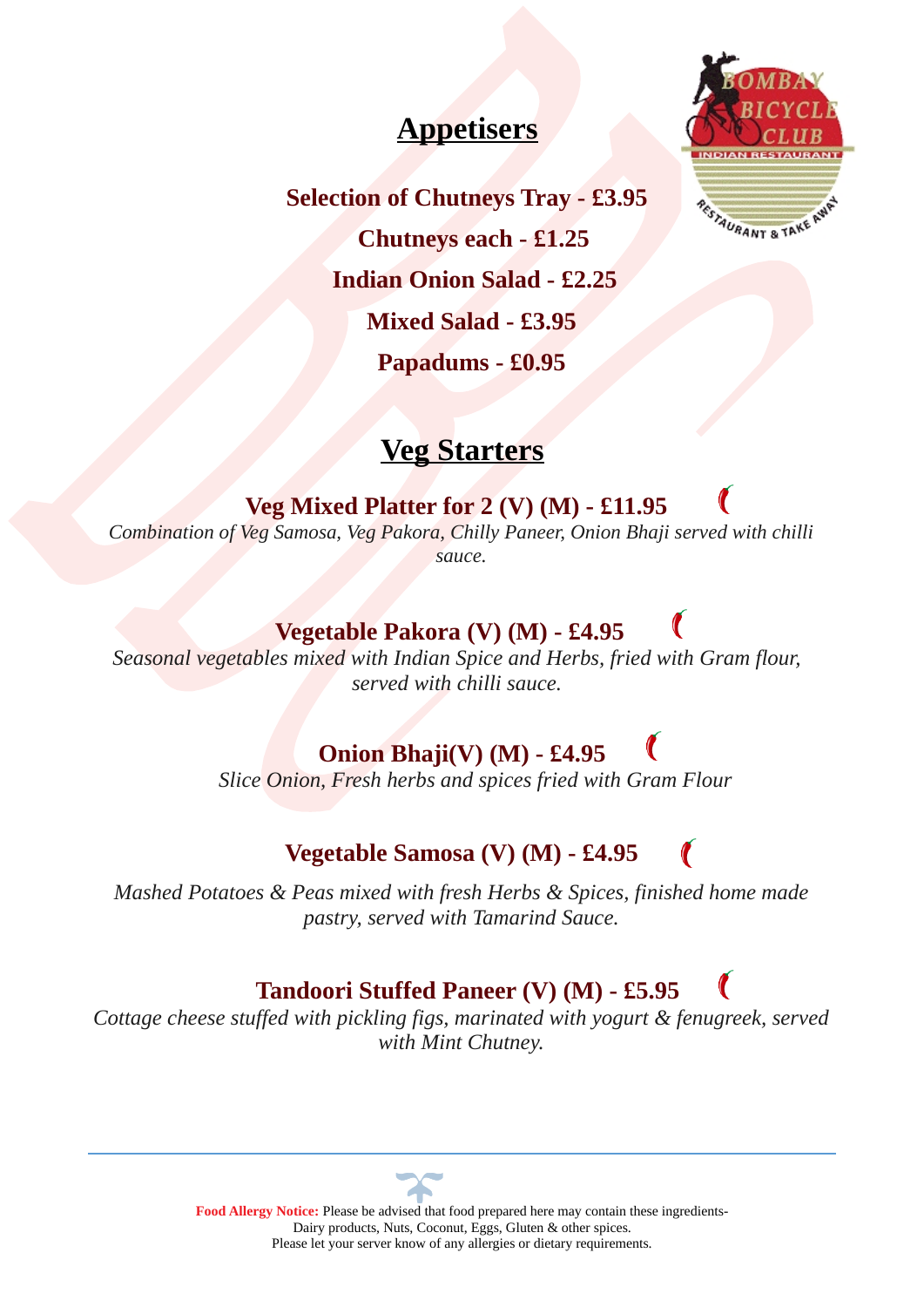## Appetisers

**Selection of Chutneys Tray - £3.95**

**Chutneys each - £1.25**

**Indian Onion Salad - £2.25**

**Mixed Salad - £3.95**

**Papadums - £0.95**

## Veg Starters

**Veg Mixed Platter for 2 (V) (M) - £11.95**

*Combination of Veg Samosa, Veg Pakora, Chilly Paneer, Onion Bhaji served with chilli sauce.*

**Vegetable Pakora (V) (M) - £4.95**

*Seasonal vegetables mixed with Indian Spice and Herbs, fried with Gram flour, served with chilli sauce.*

**Onion Bhaji(V) (M) - £4.95**

*Slice Onion, Fresh herbs and spices fried with Gram Flour*

**Vegetable Samosa (V) (M) - £4.95**

*Mashed Potatoes & Peas mixed with fresh Herbs & Spices, finished home made pastry, served with Tamarind Sauce.*

**Tandoori Stuffed Paneer (V) (M) - £5.95**

*Cottage cheese stuffed with pickling figs, marinated with yogurt & fenugreek, served with Mint Chutney.*

---

**Food Allergy Notice:** Please be advised that food prepared here may contain these ingredients- Dairy products, Nuts, Coconut, Eggs, Gluten & other spices.
Please let your server know of any allergies or dietary requirements.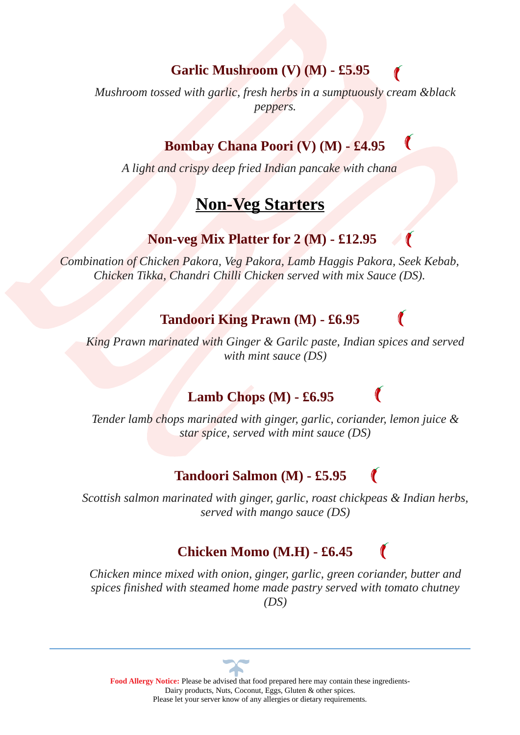### Garlic Mushroom (V) (M) - £5.95

*Mushroom tossed with garlic, fresh herbs in a sumptuously cream &black peppers.*

### Bombay Chana Poori (V) (M) - £4.95

*A light and crispy deep fried Indian pancake with chana*

## Non-Veg Starters

### Non-veg Mix Platter for 2 (M) - £12.95

*Combination of Chicken Pakora, Veg Pakora, Lamb Haggis Pakora, Seek Kebab, Chicken Tikka, Chandri Chilli Chicken served with mix Sauce (DS).*

### Tandoori King Prawn (M) - £6.95

*King Prawn marinated with Ginger & Garilc paste, Indian spices and served with mint sauce (DS)*

### Lamb Chops (M) - £6.95

*Tender lamb chops marinated with ginger, garlic, coriander, lemon juice & star spice, served with mint sauce (DS)*

### Tandoori Salmon (M) - £5.95

*Scottish salmon marinated with ginger, garlic, roast chickpeas & Indian herbs, served with mango sauce (DS)*

### Chicken Momo (M.H) - £6.45

*Chicken mince mixed with onion, ginger, garlic, green coriander, butter and spices finished with steamed home made pastry served with tomato chutney (DS)*

---

**Food Allergy Notice:** Please be advised that food prepared here may contain these ingredients- Dairy products, Nuts, Coconut, Eggs, Gluten & other spices.
Please let your server know of any allergies or dietary requirements.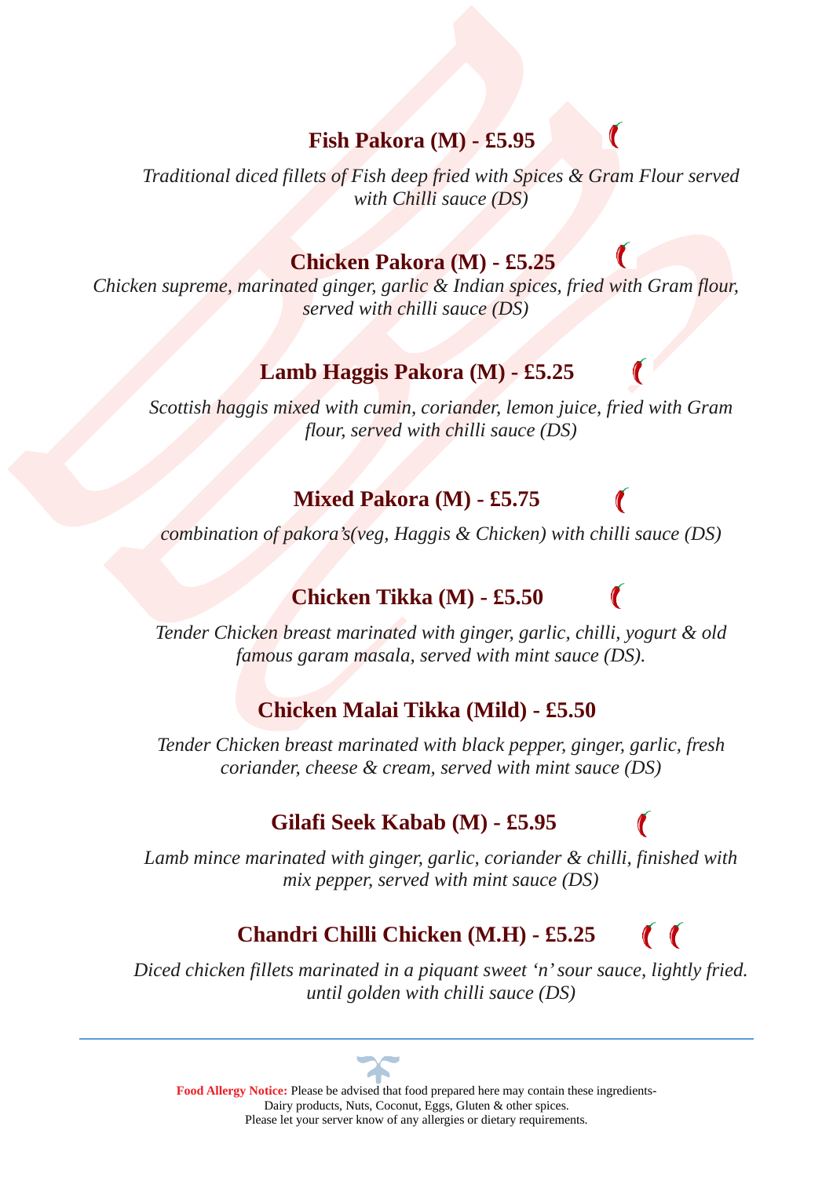### Fish Pakora (M) - £5.95

*Traditional diced fillets of Fish deep fried with Spices & Gram Flour served with Chilli sauce (DS)*

### Chicken Pakora (M) - £5.25

*Chicken supreme, marinated ginger, garlic & Indian spices, fried with Gram flour, served with chilli sauce (DS)*

### Lamb Haggis Pakora (M) - £5.25

*Scottish haggis mixed with cumin, coriander, lemon juice, fried with Gram flour, served with chilli sauce (DS)*

### Mixed Pakora (M) - £5.75

*combination of pakora's(veg, Haggis & Chicken) with chilli sauce (DS)*

### Chicken Tikka (M) - £5.50

*Tender Chicken breast marinated with ginger, garlic, chilli, yogurt & old famous garam masala, served with mint sauce (DS).*

### Chicken Malai Tikka (Mild) - £5.50

*Tender Chicken breast marinated with black pepper, ginger, garlic, fresh coriander, cheese & cream, served with mint sauce (DS)*

### Gilafi Seek Kabab (M) - £5.95

*Lamb mince marinated with ginger, garlic, coriander & chilli, finished with mix pepper, served with mint sauce (DS)*

### Chandri Chilli Chicken (M.H) - £5.25

*Diced chicken fillets marinated in a piquant sweet 'n' sour sauce, lightly fried. until golden with chilli sauce (DS)*

---

**Food Allergy Notice:** Please be advised that food prepared here may contain these ingredients- Dairy products, Nuts, Coconut, Eggs, Gluten & other spices.
Please let your server know of any allergies or dietary requirements.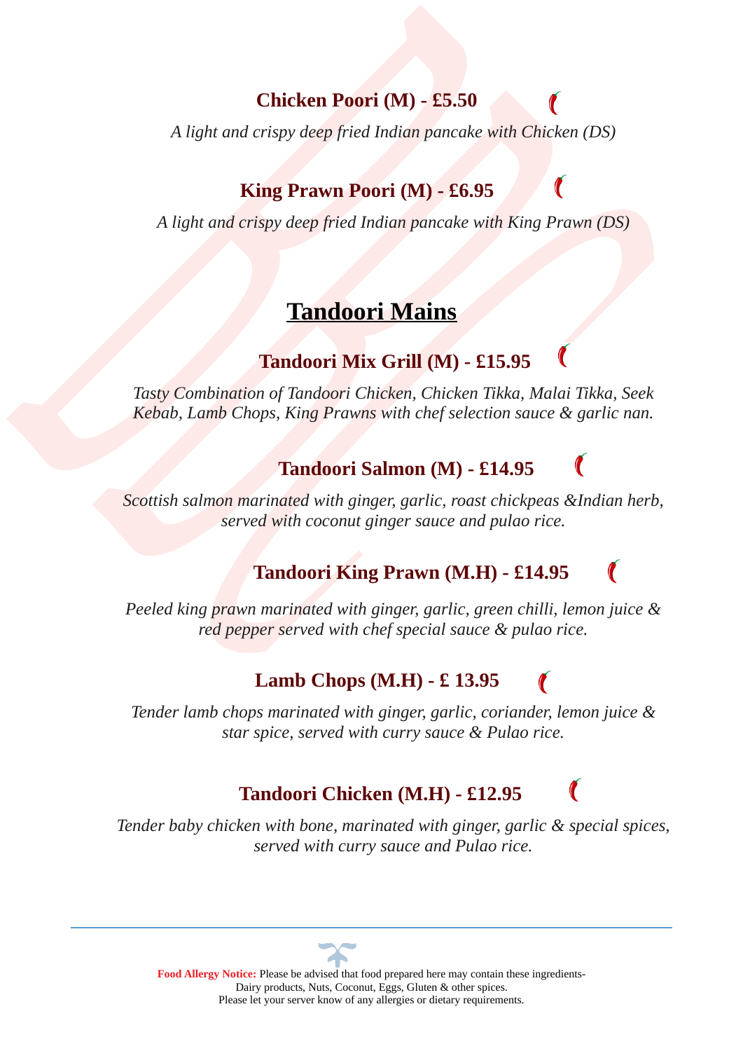### Chicken Poori (M) - £5.50

*A light and crispy deep fried Indian pancake with Chicken (DS)*

### King Prawn Poori (M) - £6.95

*A light and crispy deep fried Indian pancake with King Prawn (DS)*

## Tandoori Mains

### Tandoori Mix Grill (M) - £15.95

*Tasty Combination of Tandoori Chicken, Chicken Tikka, Malai Tikka, Seek Kebab, Lamb Chops, King Prawns with chef selection sauce & garlic nan.*

### Tandoori Salmon (M) - £14.95

*Scottish salmon marinated with ginger, garlic, roast chickpeas &Indian herb, served with coconut ginger sauce and pulao rice.*

### Tandoori King Prawn (M.H) - £14.95

*Peeled king prawn marinated with ginger, garlic, green chilli, lemon juice & red pepper served with chef special sauce & pulao rice.*

### Lamb Chops (M.H) - £ 13.95

*Tender lamb chops marinated with ginger, garlic, coriander, lemon juice & star spice, served with curry sauce & Pulao rice.*

### Tandoori Chicken (M.H) - £12.95

*Tender baby chicken with bone, marinated with ginger, garlic & special spices, served with curry sauce and Pulao rice.*

---

**Food Allergy Notice:** Please be advised that food prepared here may contain these ingredients- Dairy products, Nuts, Coconut, Eggs, Gluten & other spices.
Please let your server know of any allergies or dietary requirements.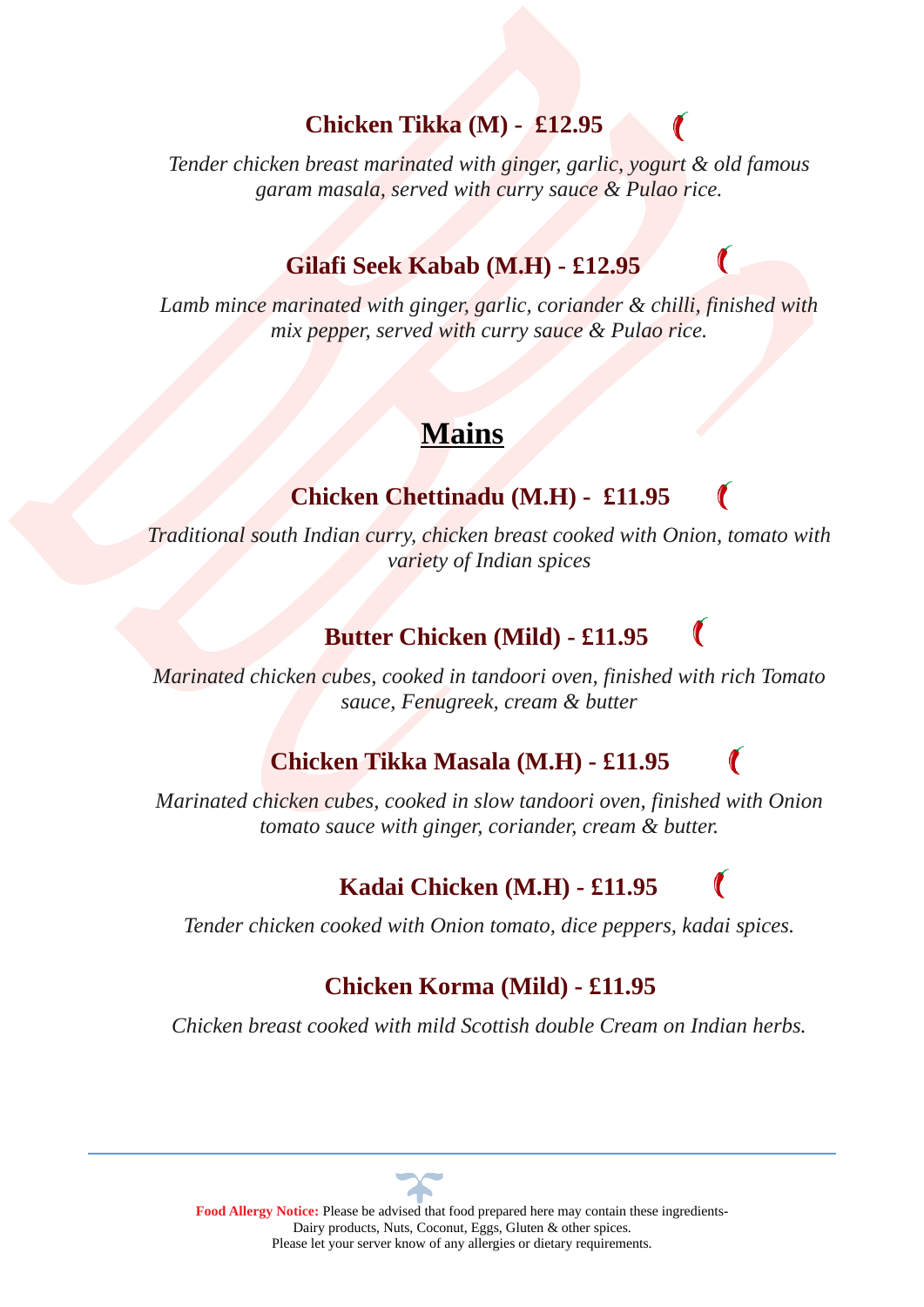### Chicken Tikka (M) - £12.95

*Tender chicken breast marinated with ginger, garlic, yogurt & old famous garam masala, served with curry sauce & Pulao rice.*

### Gilafi Seek Kabab (M.H) - £12.95

*Lamb mince marinated with ginger, garlic, coriander & chilli, finished with mix pepper, served with curry sauce & Pulao rice.*

## Mains

### Chicken Chettinadu (M.H) - £11.95

*Traditional south Indian curry, chicken breast cooked with Onion, tomato with variety of Indian spices*

### Butter Chicken (Mild) - £11.95

*Marinated chicken cubes, cooked in tandoori oven, finished with rich Tomato sauce, Fenugreek, cream & butter*

### Chicken Tikka Masala (M.H) - £11.95

*Marinated chicken cubes, cooked in slow tandoori oven, finished with Onion tomato sauce with ginger, coriander, cream & butter.*

### Kadai Chicken (M.H) - £11.95

*Tender chicken cooked with Onion tomato, dice peppers, kadai spices.*

### Chicken Korma (Mild) - £11.95

*Chicken breast cooked with mild Scottish double Cream on Indian herbs.*

---

**Food Allergy Notice:** Please be advised that food prepared here may contain these ingredients- Dairy products, Nuts, Coconut, Eggs, Gluten & other spices.
Please let your server know of any allergies or dietary requirements.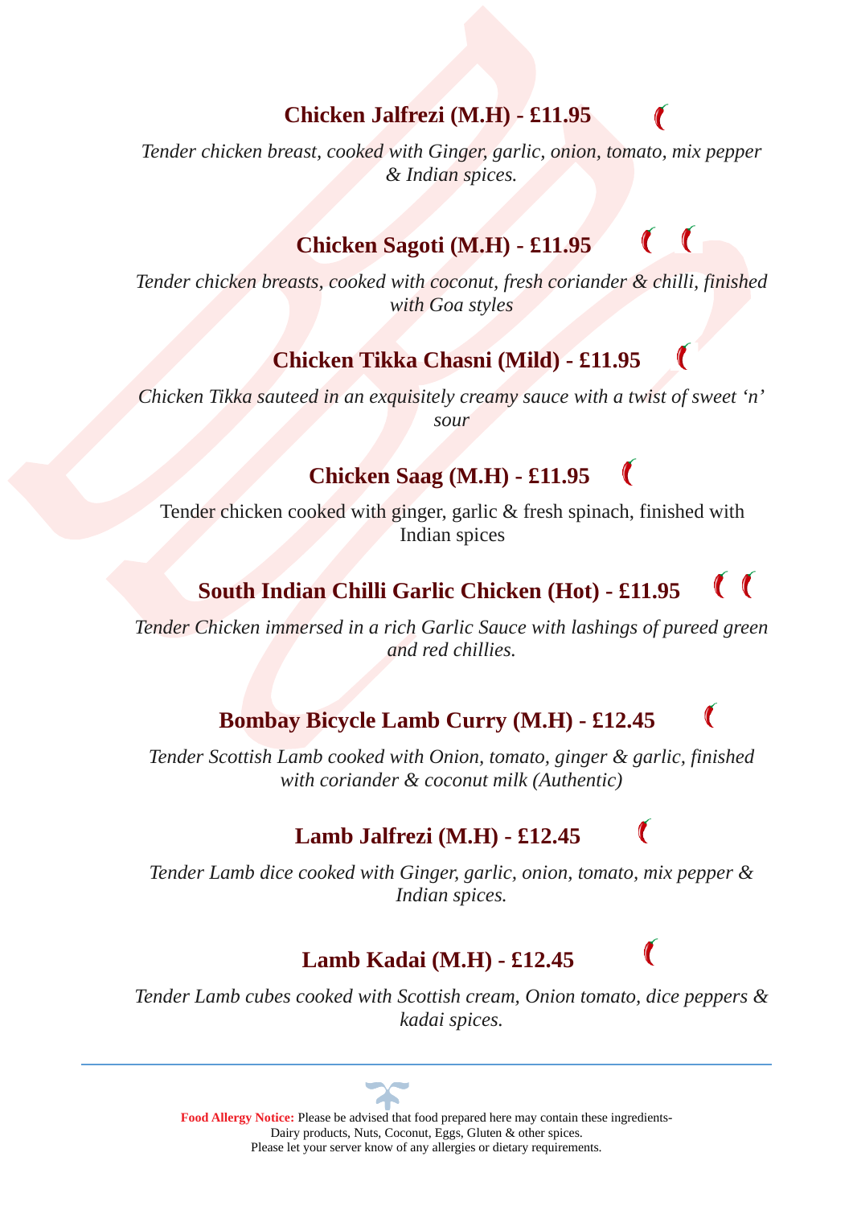### Chicken Jalfrezi (M.H) - £11.95

*Tender chicken breast, cooked with Ginger, garlic, onion, tomato, mix pepper & Indian spices.*

### Chicken Sagoti (M.H) - £11.95

*Tender chicken breasts, cooked with coconut, fresh coriander & chilli, finished with Goa styles*

### Chicken Tikka Chasni (Mild) - £11.95

*Chicken Tikka sauteed in an exquisitely creamy sauce with a twist of sweet 'n' sour*

### Chicken Saag (M.H) - £11.95

Tender chicken cooked with ginger, garlic & fresh spinach, finished with Indian spices

### South Indian Chilli Garlic Chicken (Hot) - £11.95

*Tender Chicken immersed in a rich Garlic Sauce with lashings of pureed green and red chillies.*

### Bombay Bicycle Lamb Curry (M.H) - £12.45

*Tender Scottish Lamb cooked with Onion, tomato, ginger & garlic, finished with coriander & coconut milk (Authentic)*

### Lamb Jalfrezi (M.H) - £12.45

*Tender Lamb dice cooked with Ginger, garlic, onion, tomato, mix pepper & Indian spices.*

### Lamb Kadai (M.H) - £12.45

*Tender Lamb cubes cooked with Scottish cream, Onion tomato, dice peppers & kadai spices.*

---

**Food Allergy Notice:** Please be advised that food prepared here may contain these ingredients- Dairy products, Nuts, Coconut, Eggs, Gluten & other spices.
Please let your server know of any allergies or dietary requirements.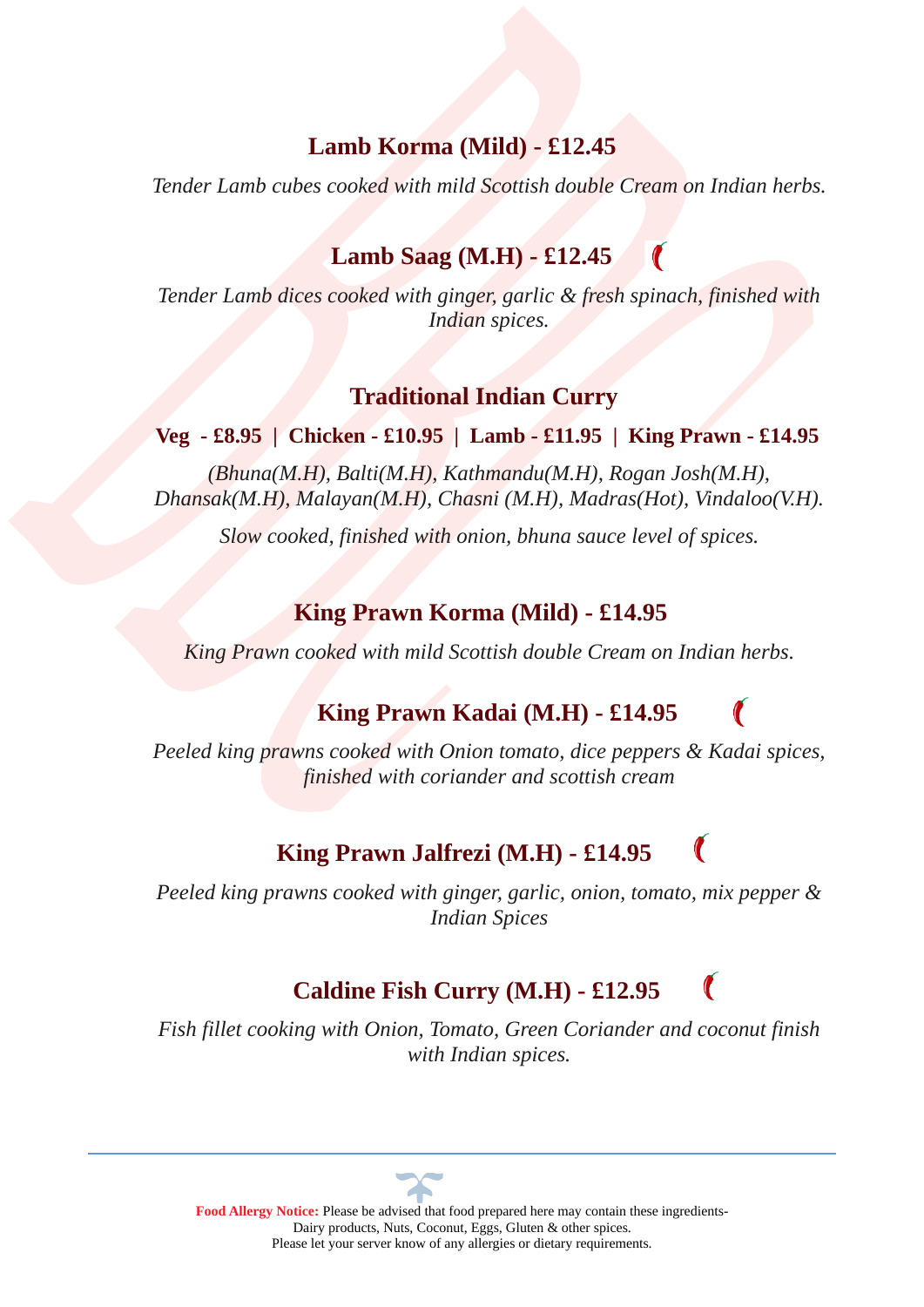## Lamb Korma (Mild) - £12.45

*Tender Lamb cubes cooked with mild Scottish double Cream on Indian herbs.*

## Lamb Saag (M.H) - £12.45

*Tender Lamb dices cooked with ginger, garlic & fresh spinach, finished with Indian spices.*

## Traditional Indian Curry

**Veg - £8.95 | Chicken - £10.95 | Lamb - £11.95 | King Prawn - £14.95**

*(Bhuna(M.H), Balti(M.H), Kathmandu(M.H), Rogan Josh(M.H), Dhansak(M.H), Malayan(M.H), Chasni (M.H), Madras(Hot), Vindaloo(V.H).*

*Slow cooked, finished with onion, bhuna sauce level of spices.*

## King Prawn Korma (Mild) - £14.95

*King Prawn cooked with mild Scottish double Cream on Indian herbs.*

## King Prawn Kadai (M.H) - £14.95

*Peeled king prawns cooked with Onion tomato, dice peppers & Kadai spices, finished with coriander and scottish cream*

## King Prawn Jalfrezi (M.H) - £14.95

*Peeled king prawns cooked with ginger, garlic, onion, tomato, mix pepper & Indian Spices*

## Caldine Fish Curry (M.H) - £12.95

*Fish fillet cooking with Onion, Tomato, Green Coriander and coconut finish with Indian spices.*

---

**Food Allergy Notice:** Please be advised that food prepared here may contain these ingredients- Dairy products, Nuts, Coconut, Eggs, Gluten & other spices.
Please let your server know of any allergies or dietary requirements.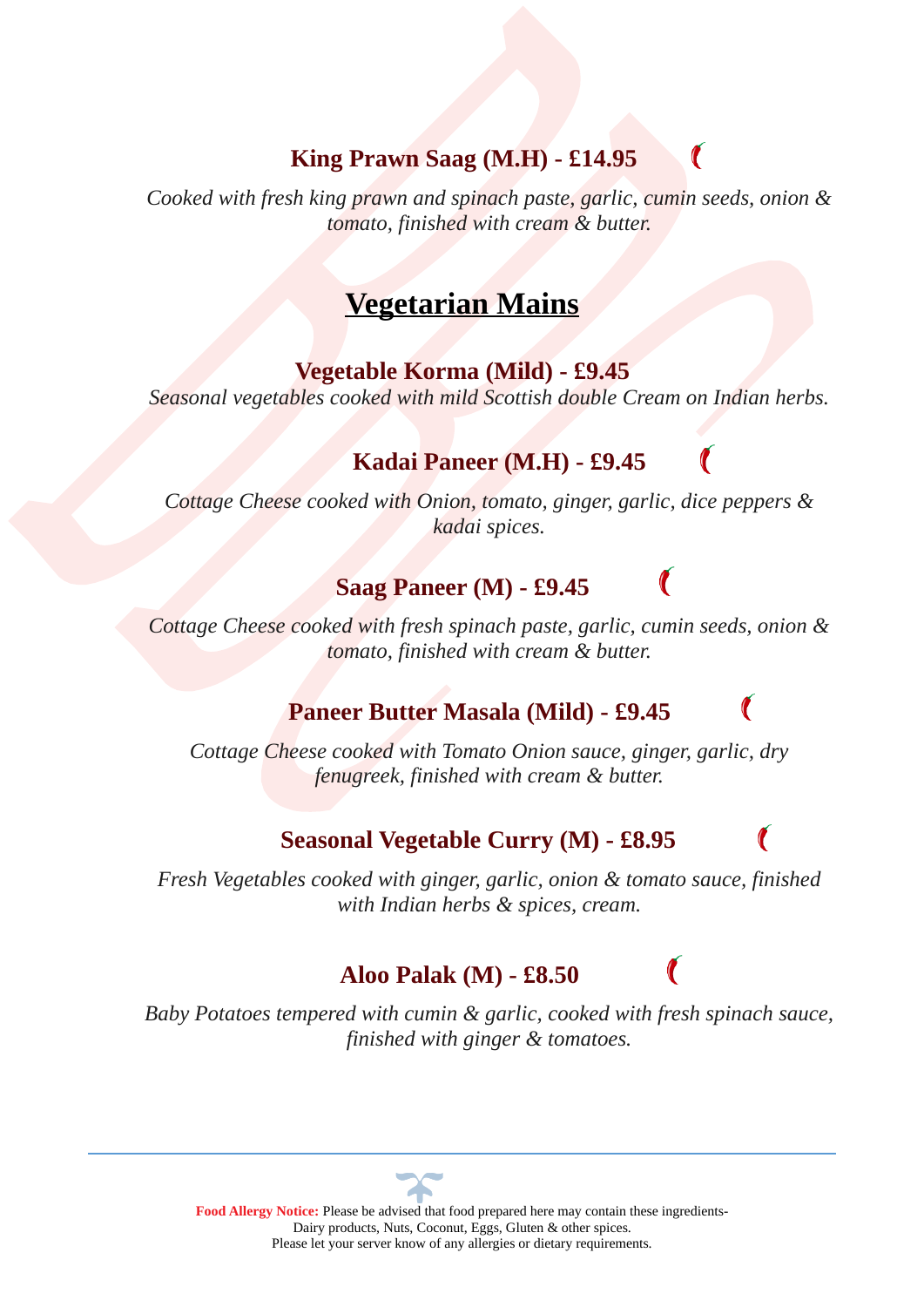### King Prawn Saag (M.H) - £14.95

*Cooked with fresh king prawn and spinach paste, garlic, cumin seeds, onion & tomato, finished with cream & butter.*

## Vegetarian Mains

### Vegetable Korma (Mild) - £9.45

*Seasonal vegetables cooked with mild Scottish double Cream on Indian herbs.*

### Kadai Paneer (M.H) - £9.45

*Cottage Cheese cooked with Onion, tomato, ginger, garlic, dice peppers & kadai spices.*

### Saag Paneer (M) - £9.45

*Cottage Cheese cooked with fresh spinach paste, garlic, cumin seeds, onion & tomato, finished with cream & butter.*

### Paneer Butter Masala (Mild) - £9.45

*Cottage Cheese cooked with Tomato Onion sauce, ginger, garlic, dry fenugreek, finished with cream & butter.*

### Seasonal Vegetable Curry (M) - £8.95

*Fresh Vegetables cooked with ginger, garlic, onion & tomato sauce, finished with Indian herbs & spices, cream.*

### Aloo Palak (M) - £8.50

*Baby Potatoes tempered with cumin & garlic, cooked with fresh spinach sauce, finished with ginger & tomatoes.*

---

**Food Allergy Notice:** Please be advised that food prepared here may contain these ingredients- Dairy products, Nuts, Coconut, Eggs, Gluten & other spices.
Please let your server know of any allergies or dietary requirements.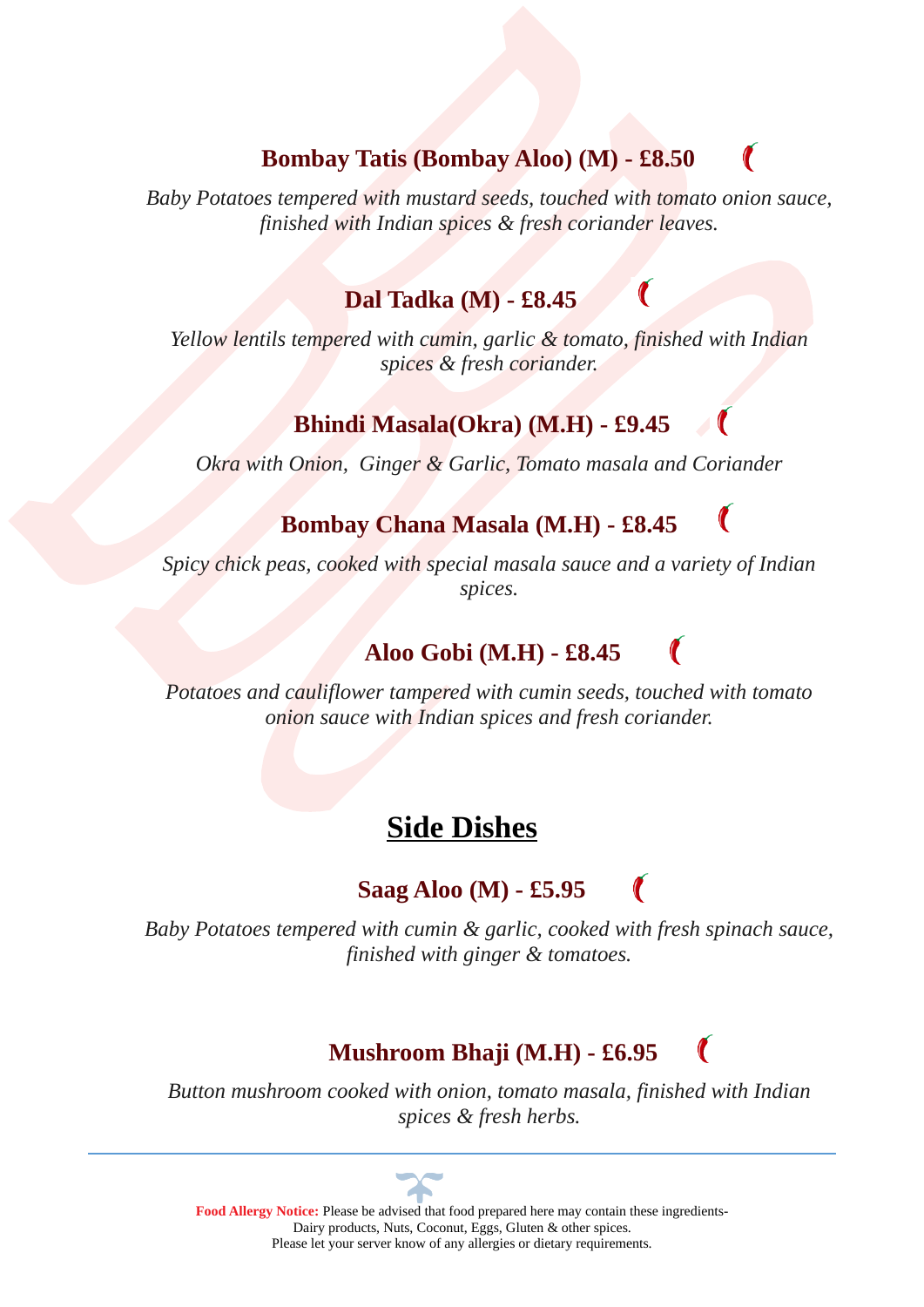### Bombay Tatis (Bombay Aloo) (M) - £8.50

*Baby Potatoes tempered with mustard seeds, touched with tomato onion sauce, finished with Indian spices & fresh coriander leaves.*

### Dal Tadka (M) - £8.45

*Yellow lentils tempered with cumin, garlic & tomato, finished with Indian spices & fresh coriander.*

### Bhindi Masala(Okra) (M.H) - £9.45

*Okra with Onion,  Ginger & Garlic, Tomato masala and Coriander*

### Bombay Chana Masala (M.H) - £8.45

*Spicy chick peas, cooked with special masala sauce and a variety of Indian spices.*

### Aloo Gobi (M.H) - £8.45

*Potatoes and cauliflower tampered with cumin seeds, touched with tomato onion sauce with Indian spices and fresh coriander.*

## Side Dishes

### Saag Aloo (M) - £5.95

*Baby Potatoes tempered with cumin & garlic, cooked with fresh spinach sauce, finished with ginger & tomatoes.*

### Mushroom Bhaji (M.H) - £6.95

*Button mushroom cooked with onion, tomato masala, finished with Indian spices & fresh herbs.*

---

**Food Allergy Notice:** Please be advised that food prepared here may contain these ingredients- Dairy products, Nuts, Coconut, Eggs, Gluten & other spices.
Please let your server know of any allergies or dietary requirements.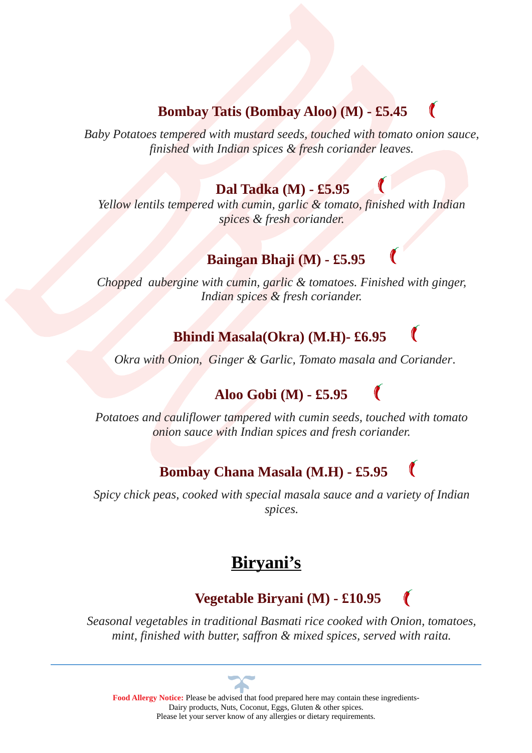### Bombay Tatis (Bombay Aloo) (M) - £5.45

*Baby Potatoes tempered with mustard seeds, touched with tomato onion sauce, finished with Indian spices & fresh coriander leaves.*

### Dal Tadka (M) - £5.95

*Yellow lentils tempered with cumin, garlic & tomato, finished with Indian spices & fresh coriander.*

### Baingan Bhaji (M) - £5.95

*Chopped aubergine with cumin, garlic & tomatoes. Finished with ginger, Indian spices & fresh coriander.*

### Bhindi Masala(Okra) (M.H)- £6.95

*Okra with Onion, Ginger & Garlic, Tomato masala and Coriander.*

### Aloo Gobi (M) - £5.95

*Potatoes and cauliflower tampered with cumin seeds, touched with tomato onion sauce with Indian spices and fresh coriander.*

### Bombay Chana Masala (M.H) - £5.95

*Spicy chick peas, cooked with special masala sauce and a variety of Indian spices.*

## Biryani's

### Vegetable Biryani (M) - £10.95

*Seasonal vegetables in traditional Basmati rice cooked with Onion, tomatoes, mint, finished with butter, saffron & mixed spices, served with raita.*

---

**Food Allergy Notice:** Please be advised that food prepared here may contain these ingredients- Dairy products, Nuts, Coconut, Eggs, Gluten & other spices.
Please let your server know of any allergies or dietary requirements.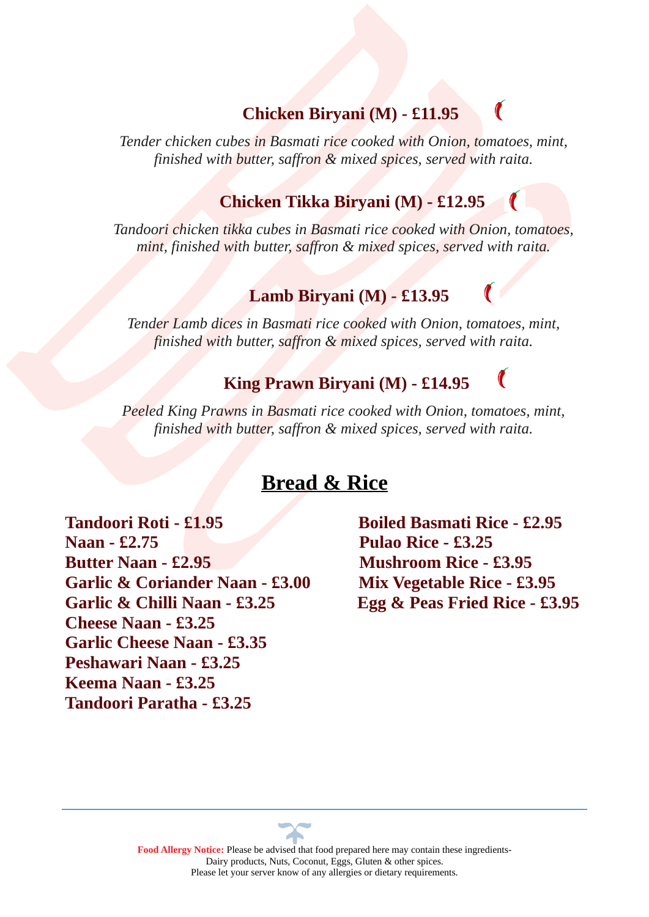### Chicken Biryani (M) - £11.95

*Tender chicken cubes in Basmati rice cooked with Onion, tomatoes, mint, finished with butter, saffron & mixed spices, served with raita.*

### Chicken Tikka Biryani (M) - £12.95

*Tandoori chicken tikka cubes in Basmati rice cooked with Onion, tomatoes, mint, finished with butter, saffron & mixed spices, served with raita.*

### Lamb Biryani (M) - £13.95

*Tender Lamb dices in Basmati rice cooked with Onion, tomatoes, mint, finished with butter, saffron & mixed spices, served with raita.*

### King Prawn Biryani (M) - £14.95

*Peeled King Prawns in Basmati rice cooked with Onion, tomatoes, mint, finished with butter, saffron & mixed spices, served with raita.*

## Bread & Rice

**Tandoori Roti - £1.95**
**Naan - £2.75**
**Butter Naan - £2.95**
**Garlic & Coriander Naan - £3.00**
**Garlic & Chilli Naan - £3.25**
**Cheese Naan - £3.25**
**Garlic Cheese Naan - £3.35**
**Peshawari Naan - £3.25**
**Keema Naan - £3.25**
**Tandoori Paratha - £3.25**

**Boiled Basmati Rice - £2.95**
**Pulao Rice - £3.25**
**Mushroom Rice - £3.95**
**Mix Vegetable Rice - £3.95**
**Egg & Peas Fried Rice - £3.95**

---

**Food Allergy Notice:** Please be advised that food prepared here may contain these ingredients- Dairy products, Nuts, Coconut, Eggs, Gluten & other spices.
Please let your server know of any allergies or dietary requirements.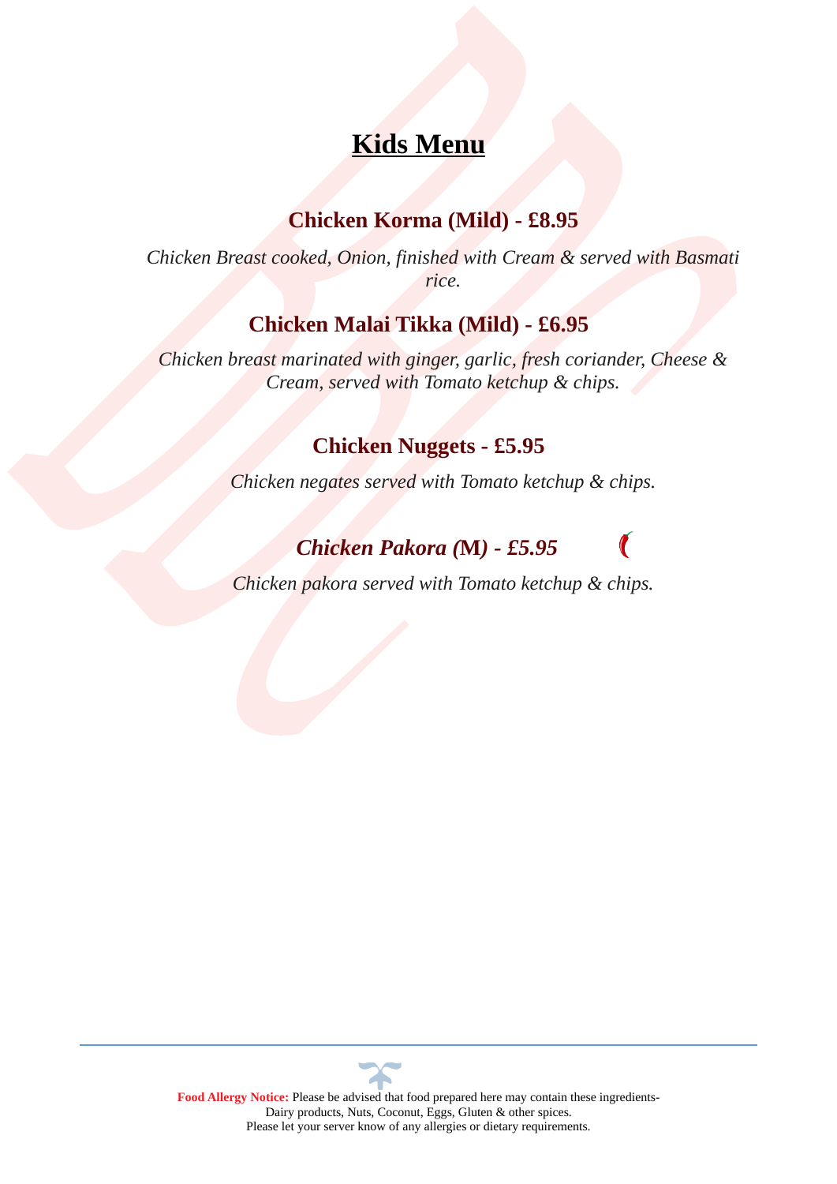# Kids Menu

## Chicken Korma (Mild) - £8.95

*Chicken Breast cooked, Onion, finished with Cream & served with Basmati rice.*

## Chicken Malai Tikka (Mild) - £6.95

*Chicken breast marinated with ginger, garlic, fresh coriander, Cheese & Cream, served with Tomato ketchup & chips.*

## Chicken Nuggets - £5.95

*Chicken negates served with Tomato ketchup & chips.*

## *Chicken Pakora (M) - £5.95*

*Chicken pakora served with Tomato ketchup & chips.*

---

**Food Allergy Notice:** Please be advised that food prepared here may contain these ingredients- Dairy products, Nuts, Coconut, Eggs, Gluten & other spices.
Please let your server know of any allergies or dietary requirements.